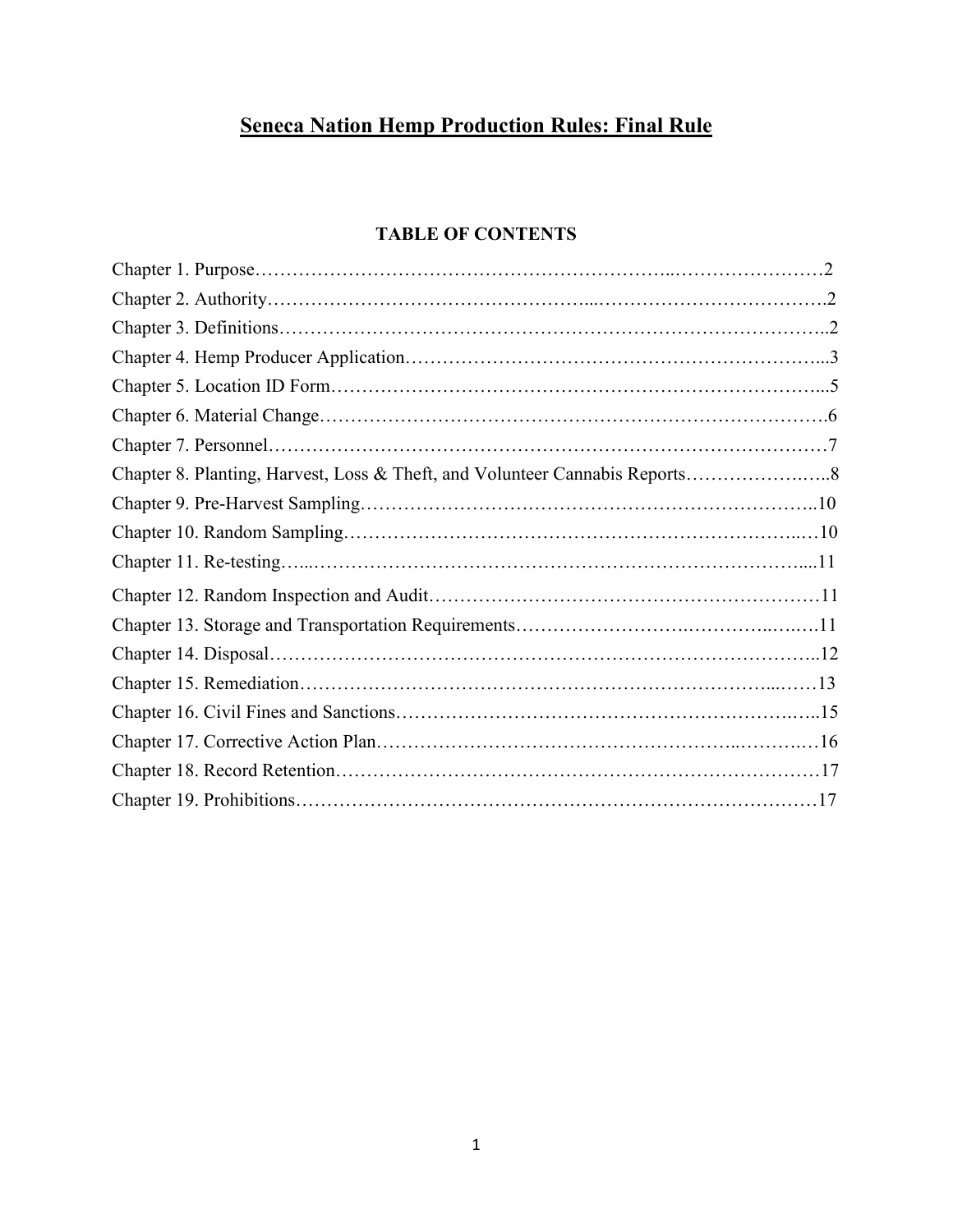# Seneca Nation Hemp Production Rules: Final Rule

## TABLE OF CONTENTS

| Chapter | Page |
|---|---|
| Chapter 1. Purpose | 2 |
| Chapter 2. Authority | 2 |
| Chapter 3. Definitions | 2 |
| Chapter 4. Hemp Producer Application | 3 |
| Chapter 5. Location ID Form | 5 |
| Chapter 6. Material Change | 6 |
| Chapter 7. Personnel | 7 |
| Chapter 8. Planting, Harvest, Loss & Theft, and Volunteer Cannabis Reports | 8 |
| Chapter 9. Pre-Harvest Sampling | 10 |
| Chapter 10. Random Sampling | 10 |
| Chapter 11. Re-testing | 11 |
| Chapter 12. Random Inspection and Audit | 11 |
| Chapter 13. Storage and Transportation Requirements | 11 |
| Chapter 14. Disposal | 12 |
| Chapter 15. Remediation | 13 |
| Chapter 16. Civil Fines and Sanctions | 15 |
| Chapter 17. Corrective Action Plan | 16 |
| Chapter 18. Record Retention | 17 |
| Chapter 19. Prohibitions | 17 |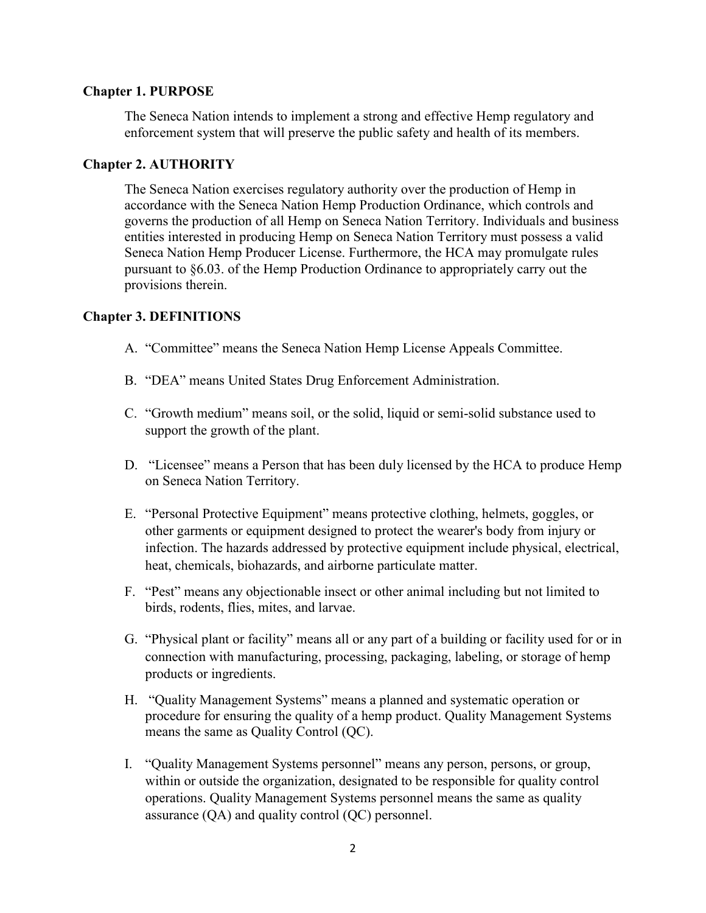## Chapter 1. PURPOSE

The Seneca Nation intends to implement a strong and effective Hemp regulatory and enforcement system that will preserve the public safety and health of its members.

## Chapter 2. AUTHORITY

The Seneca Nation exercises regulatory authority over the production of Hemp in accordance with the Seneca Nation Hemp Production Ordinance, which controls and governs the production of all Hemp on Seneca Nation Territory. Individuals and business entities interested in producing Hemp on Seneca Nation Territory must possess a valid Seneca Nation Hemp Producer License. Furthermore, the HCA may promulgate rules pursuant to §6.03. of the Hemp Production Ordinance to appropriately carry out the provisions therein.

## Chapter 3. DEFINITIONS

A. "Committee" means the Seneca Nation Hemp License Appeals Committee.

B. "DEA" means United States Drug Enforcement Administration.

C. "Growth medium" means soil, or the solid, liquid or semi-solid substance used to support the growth of the plant.

D. "Licensee" means a Person that has been duly licensed by the HCA to produce Hemp on Seneca Nation Territory.

E. "Personal Protective Equipment" means protective clothing, helmets, goggles, or other garments or equipment designed to protect the wearer's body from injury or infection. The hazards addressed by protective equipment include physical, electrical, heat, chemicals, biohazards, and airborne particulate matter.

F. "Pest" means any objectionable insect or other animal including but not limited to birds, rodents, flies, mites, and larvae.

G. "Physical plant or facility" means all or any part of a building or facility used for or in connection with manufacturing, processing, packaging, labeling, or storage of hemp products or ingredients.

H. "Quality Management Systems" means a planned and systematic operation or procedure for ensuring the quality of a hemp product. Quality Management Systems means the same as Quality Control (QC).

I. "Quality Management Systems personnel" means any person, persons, or group, within or outside the organization, designated to be responsible for quality control operations. Quality Management Systems personnel means the same as quality assurance (QA) and quality control (QC) personnel.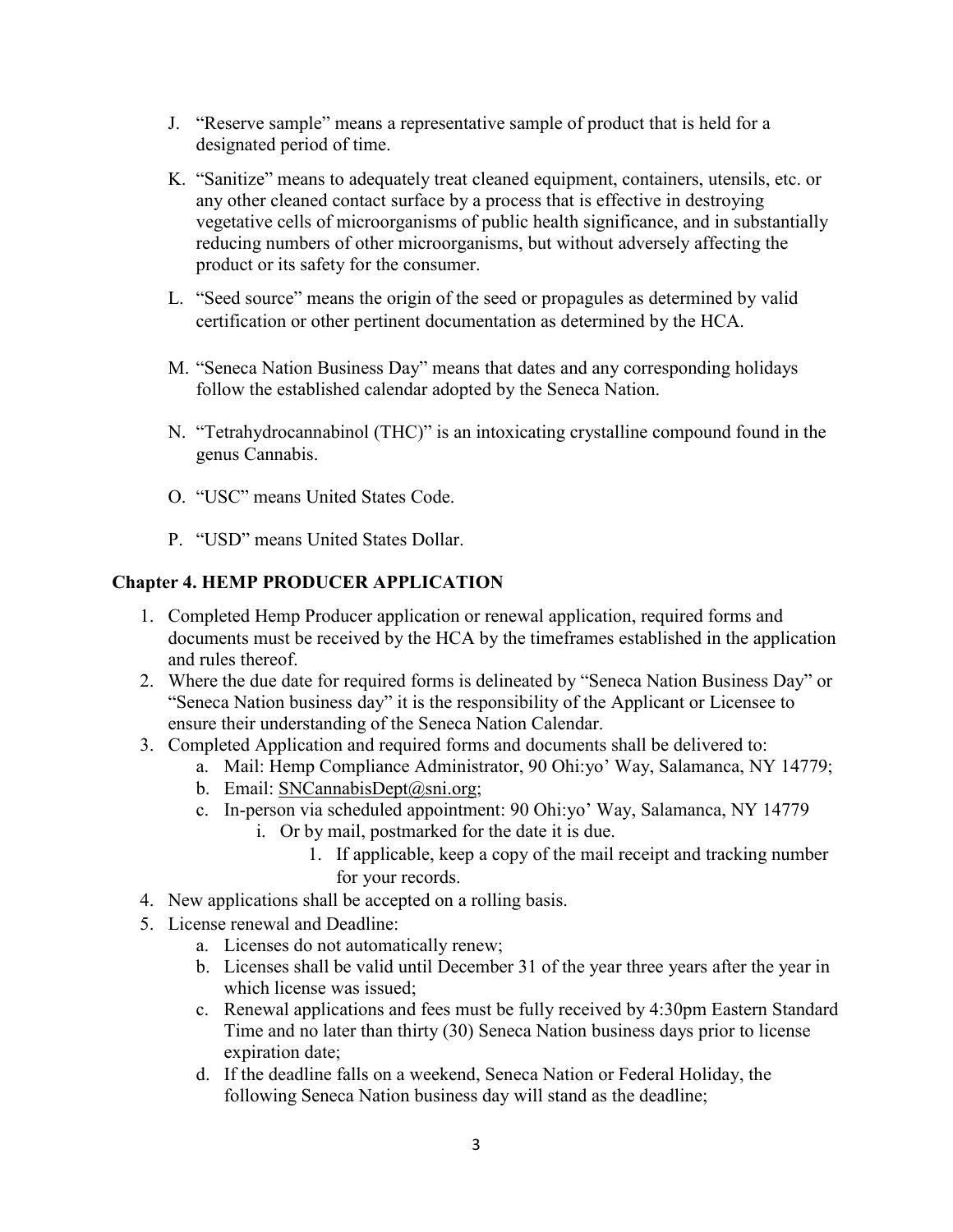J. "Reserve sample" means a representative sample of product that is held for a designated period of time.

K. "Sanitize" means to adequately treat cleaned equipment, containers, utensils, etc. or any other cleaned contact surface by a process that is effective in destroying vegetative cells of microorganisms of public health significance, and in substantially reducing numbers of other microorganisms, but without adversely affecting the product or its safety for the consumer.

L. "Seed source" means the origin of the seed or propagules as determined by valid certification or other pertinent documentation as determined by the HCA.

M. "Seneca Nation Business Day" means that dates and any corresponding holidays follow the established calendar adopted by the Seneca Nation.

N. "Tetrahydrocannabinol (THC)" is an intoxicating crystalline compound found in the genus Cannabis.

O. "USC" means United States Code.

P. "USD" means United States Dollar.

## Chapter 4. HEMP PRODUCER APPLICATION

1. Completed Hemp Producer application or renewal application, required forms and documents must be received by the HCA by the timeframes established in the application and rules thereof.
2. Where the due date for required forms is delineated by "Seneca Nation Business Day" or "Seneca Nation business day" it is the responsibility of the Applicant or Licensee to ensure their understanding of the Seneca Nation Calendar.
3. Completed Application and required forms and documents shall be delivered to:
   a. Mail: Hemp Compliance Administrator, 90 Ohi:yo' Way, Salamanca, NY 14779;
   b. Email: SNCannabisDept@sni.org;
   c. In-person via scheduled appointment: 90 Ohi:yo' Way, Salamanca, NY 14779
      i. Or by mail, postmarked for the date it is due.
         1. If applicable, keep a copy of the mail receipt and tracking number for your records.
4. New applications shall be accepted on a rolling basis.
5. License renewal and Deadline:
   a. Licenses do not automatically renew;
   b. Licenses shall be valid until December 31 of the year three years after the year in which license was issued;
   c. Renewal applications and fees must be fully received by 4:30pm Eastern Standard Time and no later than thirty (30) Seneca Nation business days prior to license expiration date;
   d. If the deadline falls on a weekend, Seneca Nation or Federal Holiday, the following Seneca Nation business day will stand as the deadline;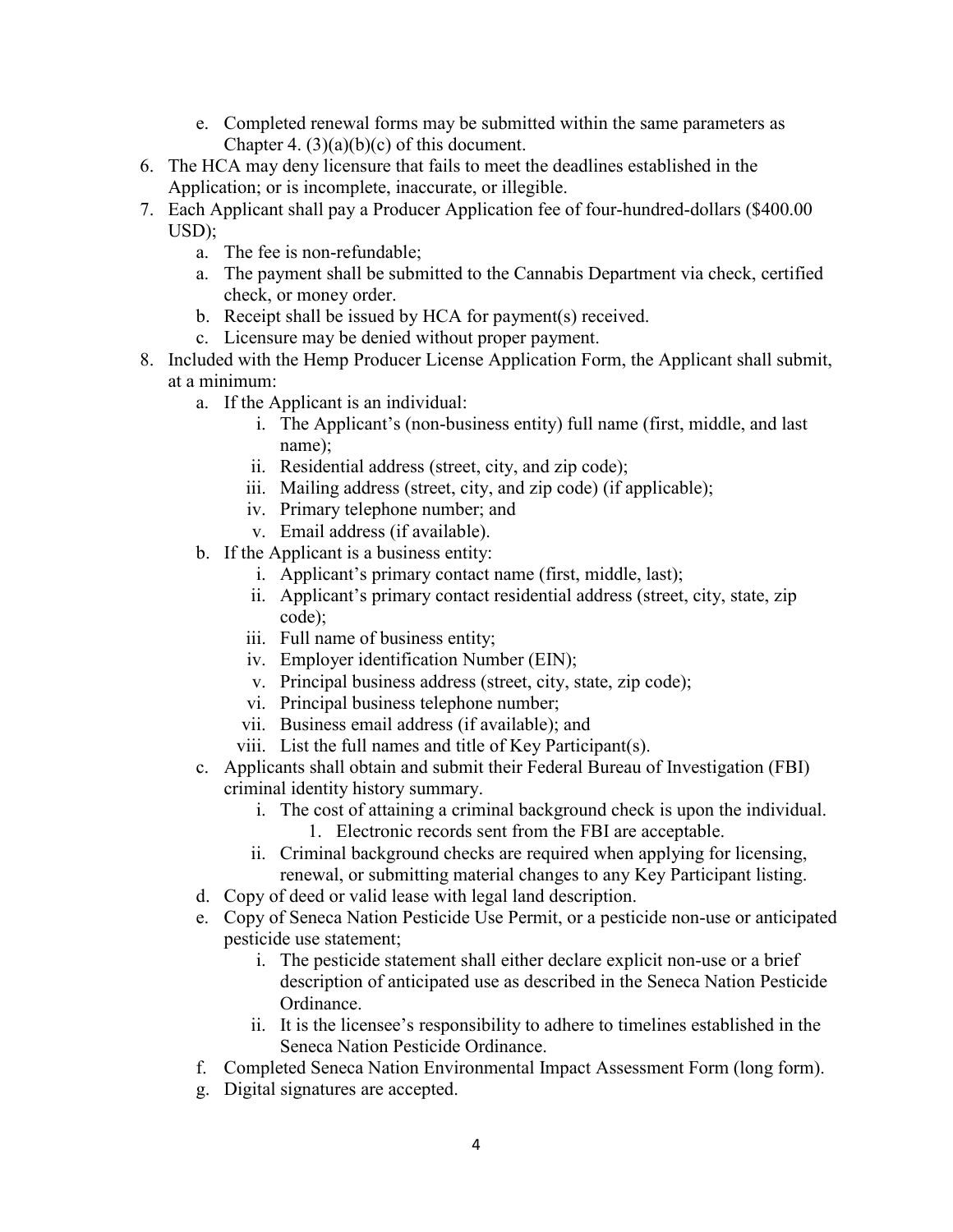e. Completed renewal forms may be submitted within the same parameters as Chapter 4. (3)(a)(b)(c) of this document.

6. The HCA may deny licensure that fails to meet the deadlines established in the Application; or is incomplete, inaccurate, or illegible.
7. Each Applicant shall pay a Producer Application fee of four-hundred-dollars ($400.00 USD);
   a. The fee is non-refundable;
   a. The payment shall be submitted to the Cannabis Department via check, certified check, or money order.
   b. Receipt shall be issued by HCA for payment(s) received.
   c. Licensure may be denied without proper payment.
8. Included with the Hemp Producer License Application Form, the Applicant shall submit, at a minimum:
   a. If the Applicant is an individual:
      i. The Applicant's (non-business entity) full name (first, middle, and last name);
      ii. Residential address (street, city, and zip code);
      iii. Mailing address (street, city, and zip code) (if applicable);
      iv. Primary telephone number; and
      v. Email address (if available).
   b. If the Applicant is a business entity:
      i. Applicant's primary contact name (first, middle, last);
      ii. Applicant's primary contact residential address (street, city, state, zip code);
      iii. Full name of business entity;
      iv. Employer identification Number (EIN);
      v. Principal business address (street, city, state, zip code);
      vi. Principal business telephone number;
      vii. Business email address (if available); and
      viii. List the full names and title of Key Participant(s).
   c. Applicants shall obtain and submit their Federal Bureau of Investigation (FBI) criminal identity history summary.
      i. The cost of attaining a criminal background check is upon the individual.
         1. Electronic records sent from the FBI are acceptable.
      ii. Criminal background checks are required when applying for licensing, renewal, or submitting material changes to any Key Participant listing.
   d. Copy of deed or valid lease with legal land description.
   e. Copy of Seneca Nation Pesticide Use Permit, or a pesticide non-use or anticipated pesticide use statement;
      i. The pesticide statement shall either declare explicit non-use or a brief description of anticipated use as described in the Seneca Nation Pesticide Ordinance.
      ii. It is the licensee's responsibility to adhere to timelines established in the Seneca Nation Pesticide Ordinance.
   f. Completed Seneca Nation Environmental Impact Assessment Form (long form).
   g. Digital signatures are accepted.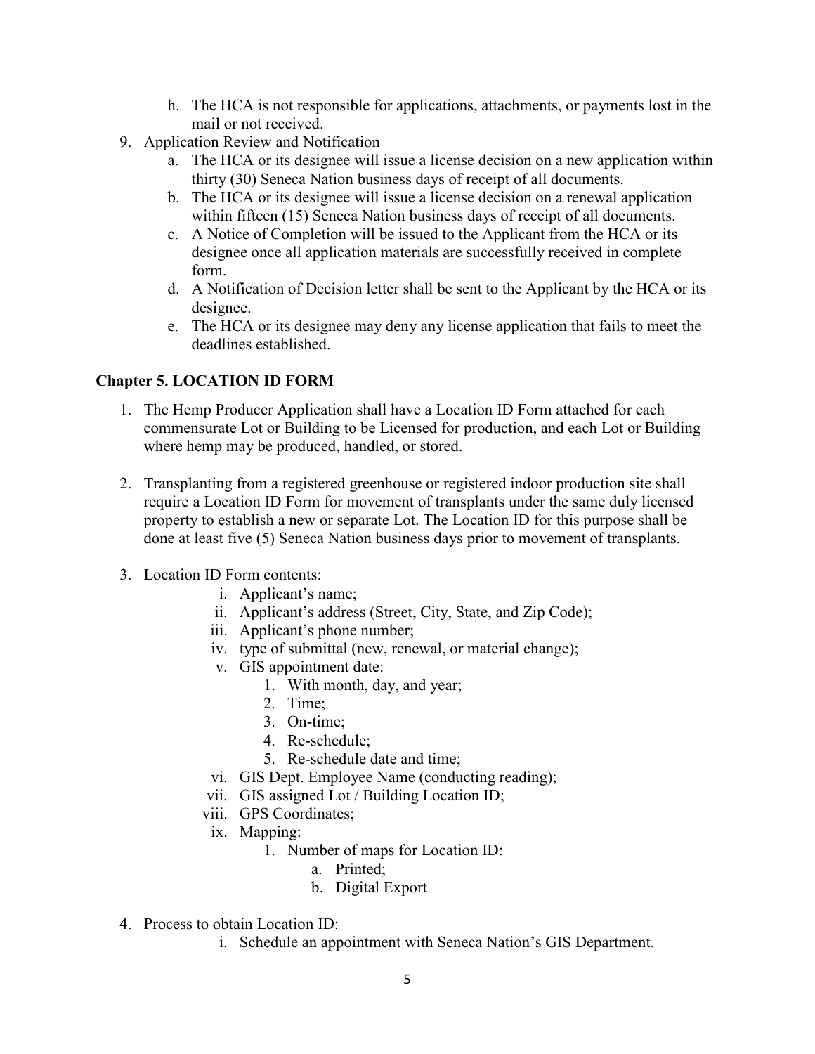h. The HCA is not responsible for applications, attachments, or payments lost in the mail or not received.

9. Application Review and Notification
   a. The HCA or its designee will issue a license decision on a new application within thirty (30) Seneca Nation business days of receipt of all documents.
   b. The HCA or its designee will issue a license decision on a renewal application within fifteen (15) Seneca Nation business days of receipt of all documents.
   c. A Notice of Completion will be issued to the Applicant from the HCA or its designee once all application materials are successfully received in complete form.
   d. A Notification of Decision letter shall be sent to the Applicant by the HCA or its designee.
   e. The HCA or its designee may deny any license application that fails to meet the deadlines established.

## Chapter 5. LOCATION ID FORM

1. The Hemp Producer Application shall have a Location ID Form attached for each commensurate Lot or Building to be Licensed for production, and each Lot or Building where hemp may be produced, handled, or stored.

2. Transplanting from a registered greenhouse or registered indoor production site shall require a Location ID Form for movement of transplants under the same duly licensed property to establish a new or separate Lot. The Location ID for this purpose shall be done at least five (5) Seneca Nation business days prior to movement of transplants.

3. Location ID Form contents:
   i. Applicant's name;
   ii. Applicant's address (Street, City, State, and Zip Code);
   iii. Applicant's phone number;
   iv. type of submittal (new, renewal, or material change);
   v. GIS appointment date:
      1. With month, day, and year;
      2. Time;
      3. On-time;
      4. Re-schedule;
      5. Re-schedule date and time;
   vi. GIS Dept. Employee Name (conducting reading);
   vii. GIS assigned Lot / Building Location ID;
   viii. GPS Coordinates;
   ix. Mapping:
      1. Number of maps for Location ID:
         a. Printed;
         b. Digital Export

4. Process to obtain Location ID:
   i. Schedule an appointment with Seneca Nation's GIS Department.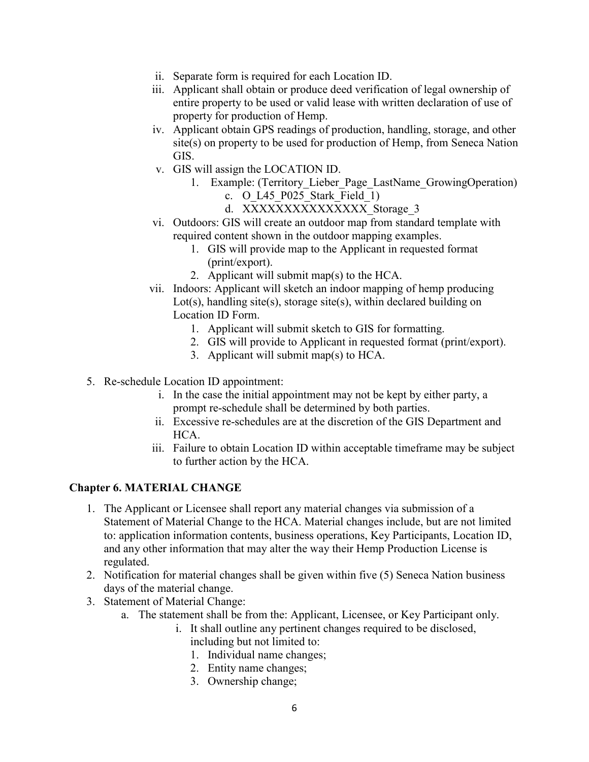ii. Separate form is required for each Location ID.
   iii. Applicant shall obtain or produce deed verification of legal ownership of entire property to be used or valid lease with written declaration of use of property for production of Hemp.
   iv. Applicant obtain GPS readings of production, handling, storage, and other site(s) on property to be used for production of Hemp, from Seneca Nation GIS.
   v. GIS will assign the LOCATION ID.
      1. Example: (Territory_Lieber_Page_LastName_GrowingOperation)
         c. O_L45_P025_Stark_Field_1)
         d. XXXXXXXXXXXXXXX_Storage_3
   vi. Outdoors: GIS will create an outdoor map from standard template with required content shown in the outdoor mapping examples.
      1. GIS will provide map to the Applicant in requested format (print/export).
      2. Applicant will submit map(s) to the HCA.
   vii. Indoors: Applicant will sketch an indoor mapping of hemp producing Lot(s), handling site(s), storage site(s), within declared building on Location ID Form.
      1. Applicant will submit sketch to GIS for formatting.
      2. GIS will provide to Applicant in requested format (print/export).
      3. Applicant will submit map(s) to HCA.

5. Re-schedule Location ID appointment:
   i. In the case the initial appointment may not be kept by either party, a prompt re-schedule shall be determined by both parties.
   ii. Excessive re-schedules are at the discretion of the GIS Department and HCA.
   iii. Failure to obtain Location ID within acceptable timeframe may be subject to further action by the HCA.

## Chapter 6. MATERIAL CHANGE

1. The Applicant or Licensee shall report any material changes via submission of a Statement of Material Change to the HCA. Material changes include, but are not limited to: application information contents, business operations, Key Participants, Location ID, and any other information that may alter the way their Hemp Production License is regulated.
2. Notification for material changes shall be given within five (5) Seneca Nation business days of the material change.
3. Statement of Material Change:
   a. The statement shall be from the: Applicant, Licensee, or Key Participant only.
      i. It shall outline any pertinent changes required to be disclosed, including but not limited to:
         1. Individual name changes;
         2. Entity name changes;
         3. Ownership change;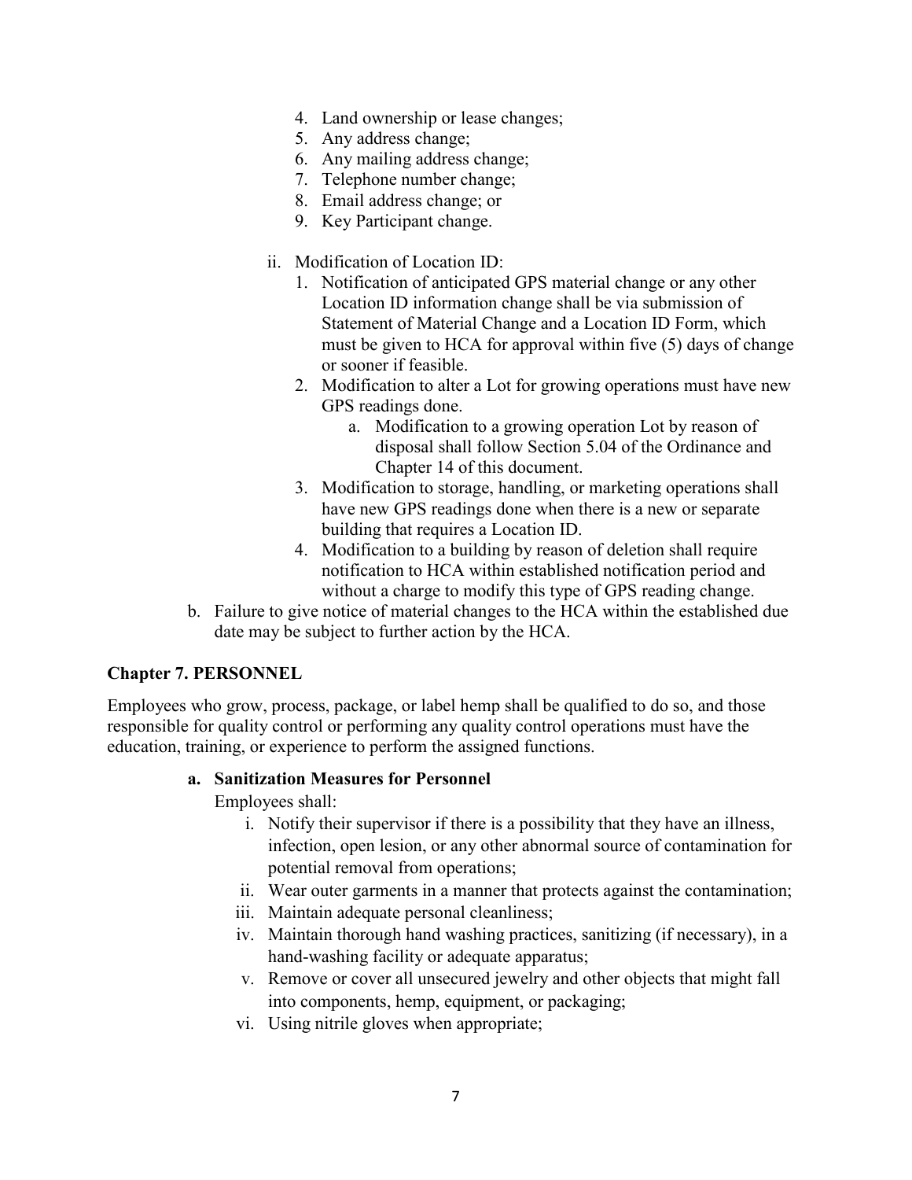4. Land ownership or lease changes;
5. Any address change;
6. Any mailing address change;
7. Telephone number change;
8. Email address change; or
9. Key Participant change.

ii. Modification of Location ID:

1. Notification of anticipated GPS material change or any other Location ID information change shall be via submission of Statement of Material Change and a Location ID Form, which must be given to HCA for approval within five (5) days of change or sooner if feasible.
2. Modification to alter a Lot for growing operations must have new GPS readings done.
   a. Modification to a growing operation Lot by reason of disposal shall follow Section 5.04 of the Ordinance and Chapter 14 of this document.
3. Modification to storage, handling, or marketing operations shall have new GPS readings done when there is a new or separate building that requires a Location ID.
4. Modification to a building by reason of deletion shall require notification to HCA within established notification period and without a charge to modify this type of GPS reading change.

b. Failure to give notice of material changes to the HCA within the established due date may be subject to further action by the HCA.

## Chapter 7. PERSONNEL

Employees who grow, process, package, or label hemp shall be qualified to do so, and those responsible for quality control or performing any quality control operations must have the education, training, or experience to perform the assigned functions.

### a. Sanitization Measures for Personnel

Employees shall:

i. Notify their supervisor if there is a possibility that they have an illness, infection, open lesion, or any other abnormal source of contamination for potential removal from operations;

ii. Wear outer garments in a manner that protects against the contamination;

iii. Maintain adequate personal cleanliness;

iv. Maintain thorough hand washing practices, sanitizing (if necessary), in a hand-washing facility or adequate apparatus;

v. Remove or cover all unsecured jewelry and other objects that might fall into components, hemp, equipment, or packaging;

vi. Using nitrile gloves when appropriate;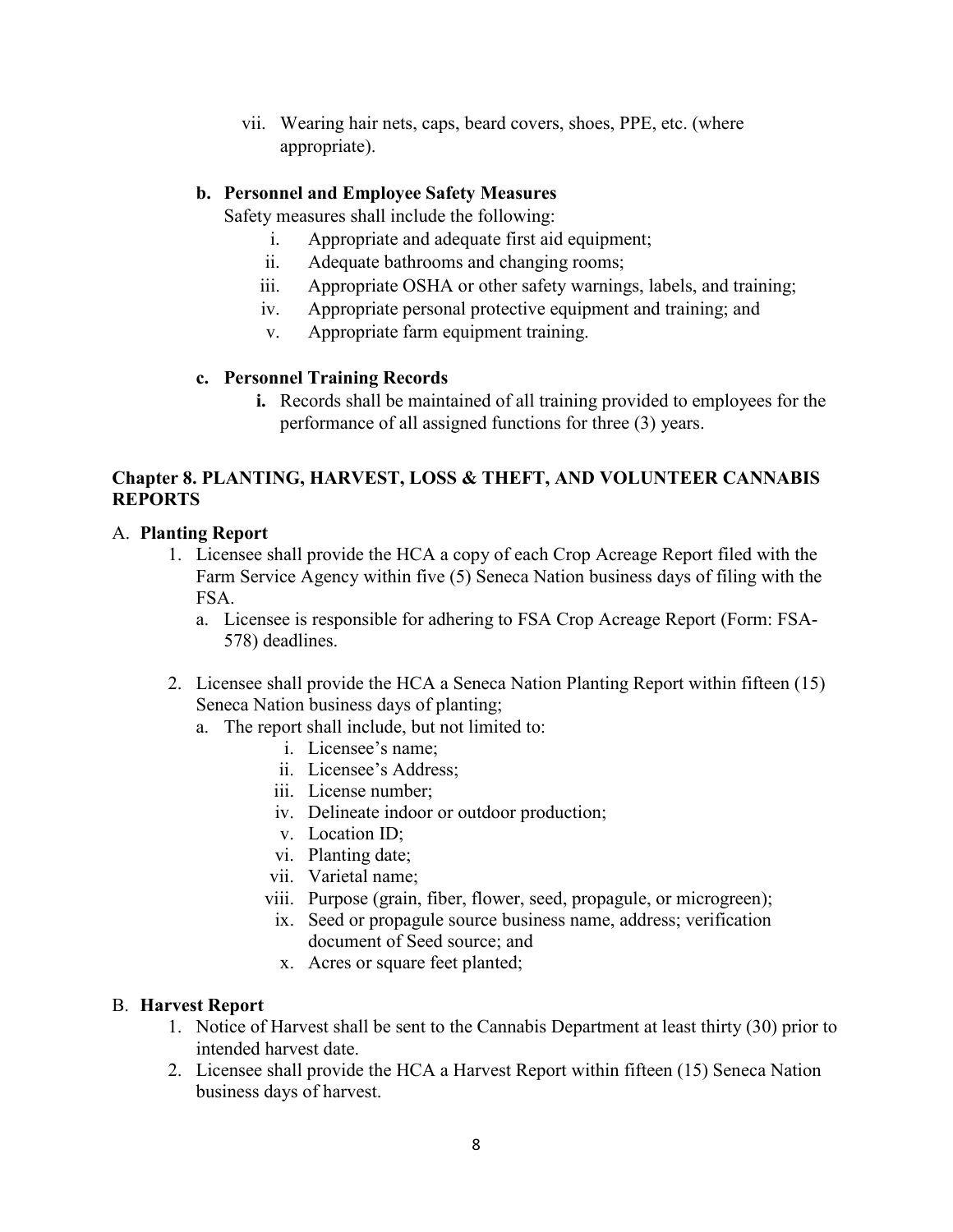vii. Wearing hair nets, caps, beard covers, shoes, PPE, etc. (where appropriate).

**b. Personnel and Employee Safety Measures**

Safety measures shall include the following:

i. Appropriate and adequate first aid equipment;
ii. Adequate bathrooms and changing rooms;
iii. Appropriate OSHA or other safety warnings, labels, and training;
iv. Appropriate personal protective equipment and training; and
v. Appropriate farm equipment training.

**c. Personnel Training Records**

**i.** Records shall be maintained of all training provided to employees for the performance of all assigned functions for three (3) years.

## Chapter 8. PLANTING, HARVEST, LOSS & THEFT, AND VOLUNTEER CANNABIS REPORTS

A. **Planting Report**

1. Licensee shall provide the HCA a copy of each Crop Acreage Report filed with the Farm Service Agency within five (5) Seneca Nation business days of filing with the FSA.
   a. Licensee is responsible for adhering to FSA Crop Acreage Report (Form: FSA-578) deadlines.

2. Licensee shall provide the HCA a Seneca Nation Planting Report within fifteen (15) Seneca Nation business days of planting;
   a. The report shall include, but not limited to:
      i. Licensee's name;
      ii. Licensee's Address;
      iii. License number;
      iv. Delineate indoor or outdoor production;
      v. Location ID;
      vi. Planting date;
      vii. Varietal name;
      viii. Purpose (grain, fiber, flower, seed, propagule, or microgreen);
      ix. Seed or propagule source business name, address; verification document of Seed source; and
      x. Acres or square feet planted;

B. **Harvest Report**

1. Notice of Harvest shall be sent to the Cannabis Department at least thirty (30) prior to intended harvest date.
2. Licensee shall provide the HCA a Harvest Report within fifteen (15) Seneca Nation business days of harvest.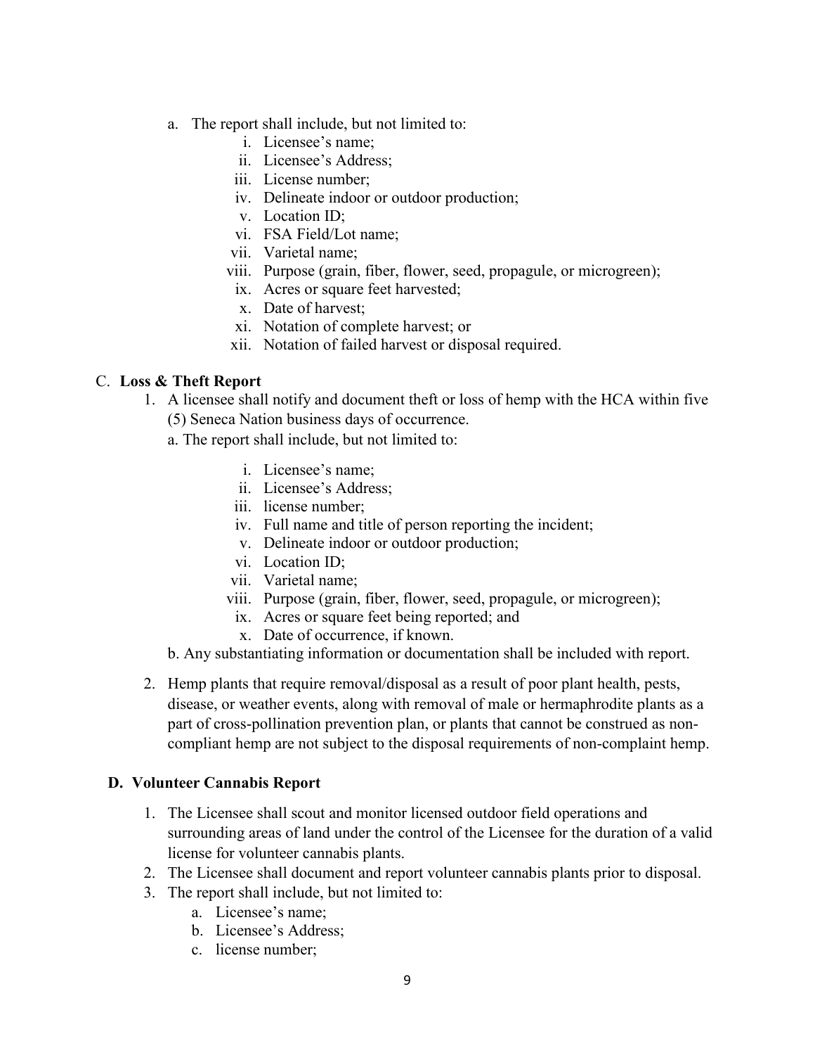a. The report shall include, but not limited to:
   i. Licensee's name;
   ii. Licensee's Address;
   iii. License number;
   iv. Delineate indoor or outdoor production;
   v. Location ID;
   vi. FSA Field/Lot name;
   vii. Varietal name;
   viii. Purpose (grain, fiber, flower, seed, propagule, or microgreen);
   ix. Acres or square feet harvested;
   x. Date of harvest;
   xi. Notation of complete harvest; or
   xii. Notation of failed harvest or disposal required.

C. **Loss & Theft Report**

1. A licensee shall notify and document theft or loss of hemp with the HCA within five (5) Seneca Nation business days of occurrence.

   a. The report shall include, but not limited to:

      i. Licensee's name;
      ii. Licensee's Address;
      iii. license number;
      iv. Full name and title of person reporting the incident;
      v. Delineate indoor or outdoor production;
      vi. Location ID;
      vii. Varietal name;
      viii. Purpose (grain, fiber, flower, seed, propagule, or microgreen);
      ix. Acres or square feet being reported; and
      x. Date of occurrence, if known.

   b. Any substantiating information or documentation shall be included with report.

2. Hemp plants that require removal/disposal as a result of poor plant health, pests, disease, or weather events, along with removal of male or hermaphrodite plants as a part of cross-pollination prevention plan, or plants that cannot be construed as non-compliant hemp are not subject to the disposal requirements of non-complaint hemp.

**D. Volunteer Cannabis Report**

1. The Licensee shall scout and monitor licensed outdoor field operations and surrounding areas of land under the control of the Licensee for the duration of a valid license for volunteer cannabis plants.
2. The Licensee shall document and report volunteer cannabis plants prior to disposal.
3. The report shall include, but not limited to:
   a. Licensee's name;
   b. Licensee's Address;
   c. license number;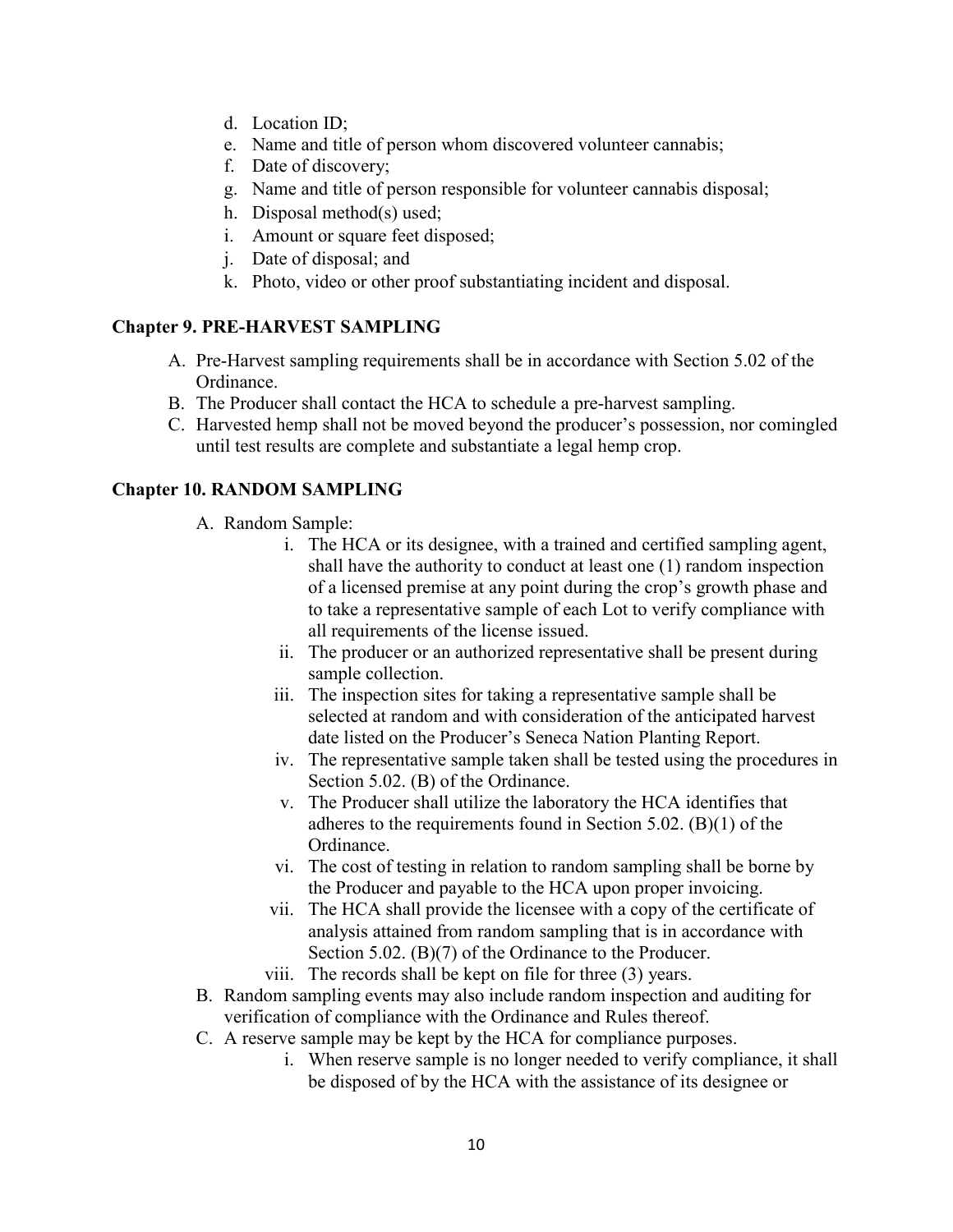d. Location ID;
e. Name and title of person whom discovered volunteer cannabis;
f. Date of discovery;
g. Name and title of person responsible for volunteer cannabis disposal;
h. Disposal method(s) used;
i. Amount or square feet disposed;
j. Date of disposal; and
k. Photo, video or other proof substantiating incident and disposal.

## Chapter 9. PRE-HARVEST SAMPLING

A. Pre-Harvest sampling requirements shall be in accordance with Section 5.02 of the Ordinance.
B. The Producer shall contact the HCA to schedule a pre-harvest sampling.
C. Harvested hemp shall not be moved beyond the producer's possession, nor comingled until test results are complete and substantiate a legal hemp crop.

## Chapter 10. RANDOM SAMPLING

A. Random Sample:
   i. The HCA or its designee, with a trained and certified sampling agent, shall have the authority to conduct at least one (1) random inspection of a licensed premise at any point during the crop's growth phase and to take a representative sample of each Lot to verify compliance with all requirements of the license issued.
   ii. The producer or an authorized representative shall be present during sample collection.
   iii. The inspection sites for taking a representative sample shall be selected at random and with consideration of the anticipated harvest date listed on the Producer's Seneca Nation Planting Report.
   iv. The representative sample taken shall be tested using the procedures in Section 5.02. (B) of the Ordinance.
   v. The Producer shall utilize the laboratory the HCA identifies that adheres to the requirements found in Section 5.02. (B)(1) of the Ordinance.
   vi. The cost of testing in relation to random sampling shall be borne by the Producer and payable to the HCA upon proper invoicing.
   vii. The HCA shall provide the licensee with a copy of the certificate of analysis attained from random sampling that is in accordance with Section 5.02. (B)(7) of the Ordinance to the Producer.
   viii. The records shall be kept on file for three (3) years.

B. Random sampling events may also include random inspection and auditing for verification of compliance with the Ordinance and Rules thereof.
C. A reserve sample may be kept by the HCA for compliance purposes.
   i. When reserve sample is no longer needed to verify compliance, it shall be disposed of by the HCA with the assistance of its designee or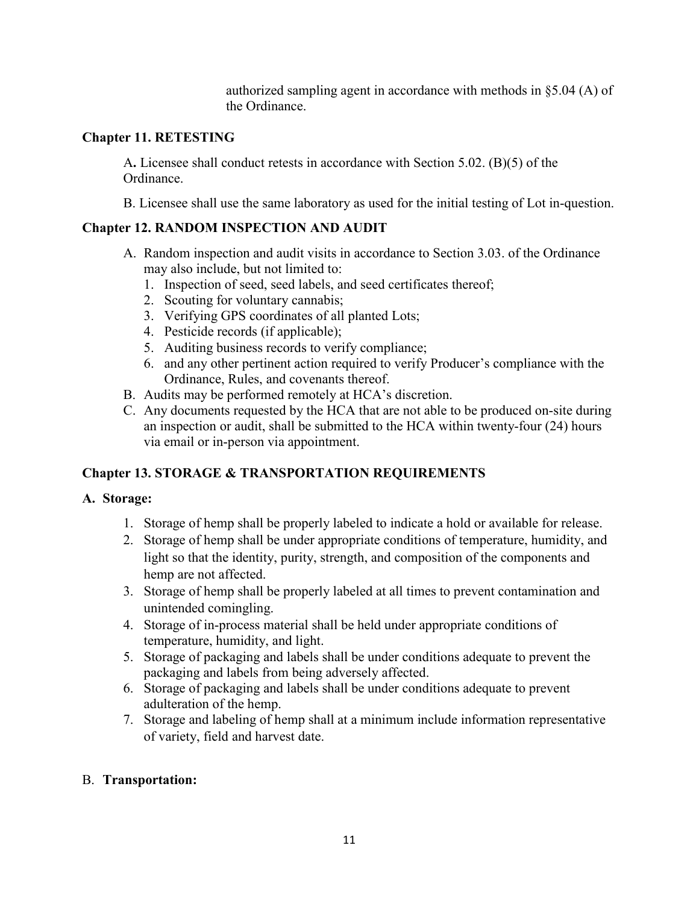authorized sampling agent in accordance with methods in §5.04 (A) of the Ordinance.

### Chapter 11. RETESTING

A**.** Licensee shall conduct retests in accordance with Section 5.02. (B)(5) of the Ordinance.

B. Licensee shall use the same laboratory as used for the initial testing of Lot in-question.

### Chapter 12. RANDOM INSPECTION AND AUDIT

A. Random inspection and audit visits in accordance to Section 3.03. of the Ordinance may also include, but not limited to:
   1. Inspection of seed, seed labels, and seed certificates thereof;
   2. Scouting for voluntary cannabis;
   3. Verifying GPS coordinates of all planted Lots;
   4. Pesticide records (if applicable);
   5. Auditing business records to verify compliance;
   6. and any other pertinent action required to verify Producer's compliance with the Ordinance, Rules, and covenants thereof.

B. Audits may be performed remotely at HCA's discretion.

C. Any documents requested by the HCA that are not able to be produced on-site during an inspection or audit, shall be submitted to the HCA within twenty-four (24) hours via email or in-person via appointment.

### Chapter 13. STORAGE & TRANSPORTATION REQUIREMENTS

**A. Storage:**

1. Storage of hemp shall be properly labeled to indicate a hold or available for release.
2. Storage of hemp shall be under appropriate conditions of temperature, humidity, and light so that the identity, purity, strength, and composition of the components and hemp are not affected.
3. Storage of hemp shall be properly labeled at all times to prevent contamination and unintended comingling.
4. Storage of in-process material shall be held under appropriate conditions of temperature, humidity, and light.
5. Storage of packaging and labels shall be under conditions adequate to prevent the packaging and labels from being adversely affected.
6. Storage of packaging and labels shall be under conditions adequate to prevent adulteration of the hemp.
7. Storage and labeling of hemp shall at a minimum include information representative of variety, field and harvest date.

B. **Transportation:**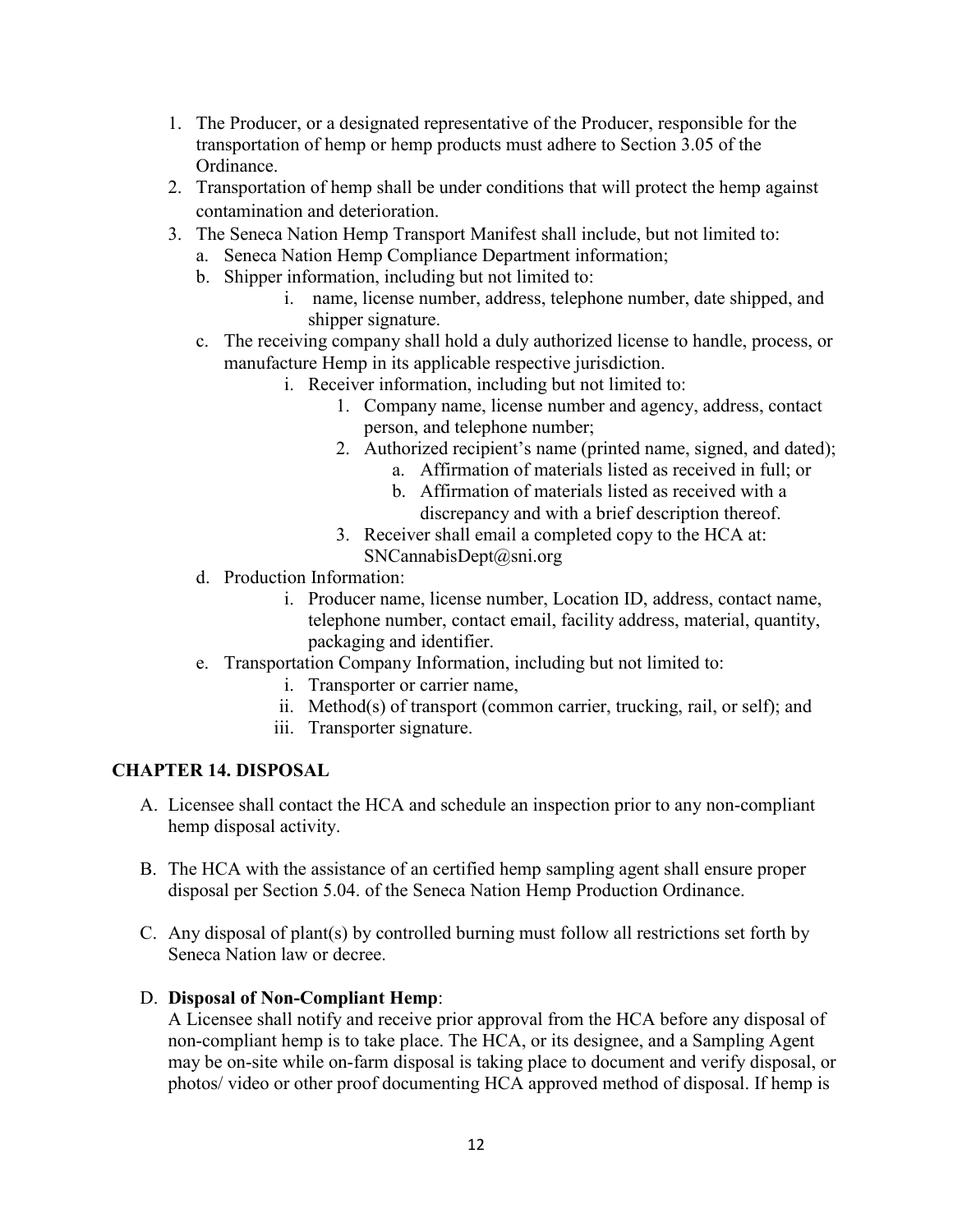1. The Producer, or a designated representative of the Producer, responsible for the transportation of hemp or hemp products must adhere to Section 3.05 of the Ordinance.
2. Transportation of hemp shall be under conditions that will protect the hemp against contamination and deterioration.
3. The Seneca Nation Hemp Transport Manifest shall include, but not limited to:
   a. Seneca Nation Hemp Compliance Department information;
   b. Shipper information, including but not limited to:
      i. name, license number, address, telephone number, date shipped, and shipper signature.
   c. The receiving company shall hold a duly authorized license to handle, process, or manufacture Hemp in its applicable respective jurisdiction.
      i. Receiver information, including but not limited to:
         1. Company name, license number and agency, address, contact person, and telephone number;
         2. Authorized recipient's name (printed name, signed, and dated);
            a. Affirmation of materials listed as received in full; or
            b. Affirmation of materials listed as received with a discrepancy and with a brief description thereof.
         3. Receiver shall email a completed copy to the HCA at: SNCannabisDept@sni.org
   d. Production Information:
      i. Producer name, license number, Location ID, address, contact name, telephone number, contact email, facility address, material, quantity, packaging and identifier.
   e. Transportation Company Information, including but not limited to:
      i. Transporter or carrier name,
      ii. Method(s) of transport (common carrier, trucking, rail, or self); and
      iii. Transporter signature.

## CHAPTER 14. DISPOSAL

A. Licensee shall contact the HCA and schedule an inspection prior to any non-compliant hemp disposal activity.

B. The HCA with the assistance of an certified hemp sampling agent shall ensure proper disposal per Section 5.04. of the Seneca Nation Hemp Production Ordinance.

C. Any disposal of plant(s) by controlled burning must follow all restrictions set forth by Seneca Nation law or decree.

D. **Disposal of Non-Compliant Hemp**:
A Licensee shall notify and receive prior approval from the HCA before any disposal of non-compliant hemp is to take place. The HCA, or its designee, and a Sampling Agent may be on-site while on-farm disposal is taking place to document and verify disposal, or photos/ video or other proof documenting HCA approved method of disposal. If hemp is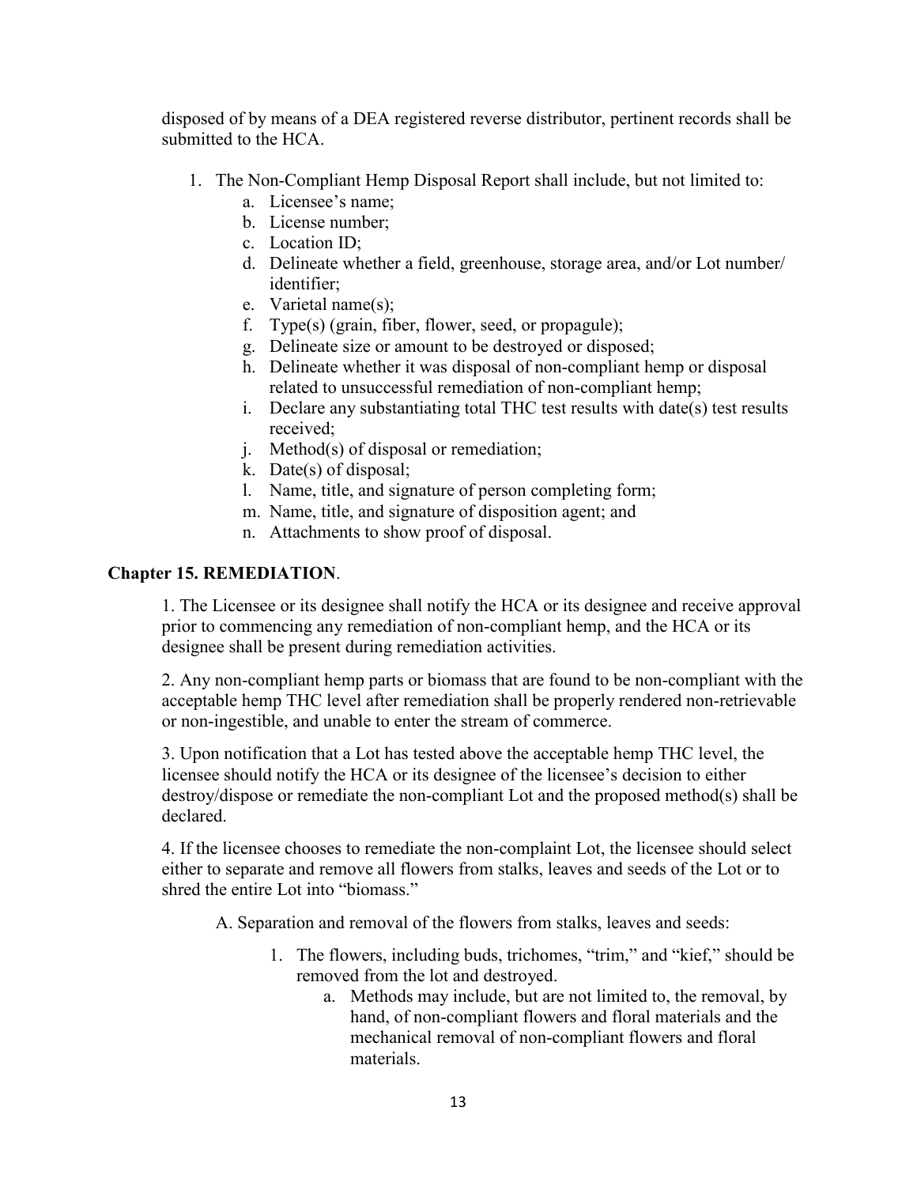disposed of by means of a DEA registered reverse distributor, pertinent records shall be submitted to the HCA.

1. The Non-Compliant Hemp Disposal Report shall include, but not limited to:
    a. Licensee's name;
    b. License number;
    c. Location ID;
    d. Delineate whether a field, greenhouse, storage area, and/or Lot number/ identifier;
    e. Varietal name(s);
    f. Type(s) (grain, fiber, flower, seed, or propagule);
    g. Delineate size or amount to be destroyed or disposed;
    h. Delineate whether it was disposal of non-compliant hemp or disposal related to unsuccessful remediation of non-compliant hemp;
    i. Declare any substantiating total THC test results with date(s) test results received;
    j. Method(s) of disposal or remediation;
    k. Date(s) of disposal;
    l. Name, title, and signature of person completing form;
    m. Name, title, and signature of disposition agent; and
    n. Attachments to show proof of disposal.

## Chapter 15. REMEDIATION.

1. The Licensee or its designee shall notify the HCA or its designee and receive approval prior to commencing any remediation of non-compliant hemp, and the HCA or its designee shall be present during remediation activities.

2. Any non-compliant hemp parts or biomass that are found to be non-compliant with the acceptable hemp THC level after remediation shall be properly rendered non-retrievable or non-ingestible, and unable to enter the stream of commerce.

3. Upon notification that a Lot has tested above the acceptable hemp THC level, the licensee should notify the HCA or its designee of the licensee's decision to either destroy/dispose or remediate the non-compliant Lot and the proposed method(s) shall be declared.

4. If the licensee chooses to remediate the non-complaint Lot, the licensee should select either to separate and remove all flowers from stalks, leaves and seeds of the Lot or to shred the entire Lot into "biomass."

A. Separation and removal of the flowers from stalks, leaves and seeds:

1. The flowers, including buds, trichomes, "trim," and "kief," should be removed from the lot and destroyed.
    a. Methods may include, but are not limited to, the removal, by hand, of non-compliant flowers and floral materials and the mechanical removal of non-compliant flowers and floral materials.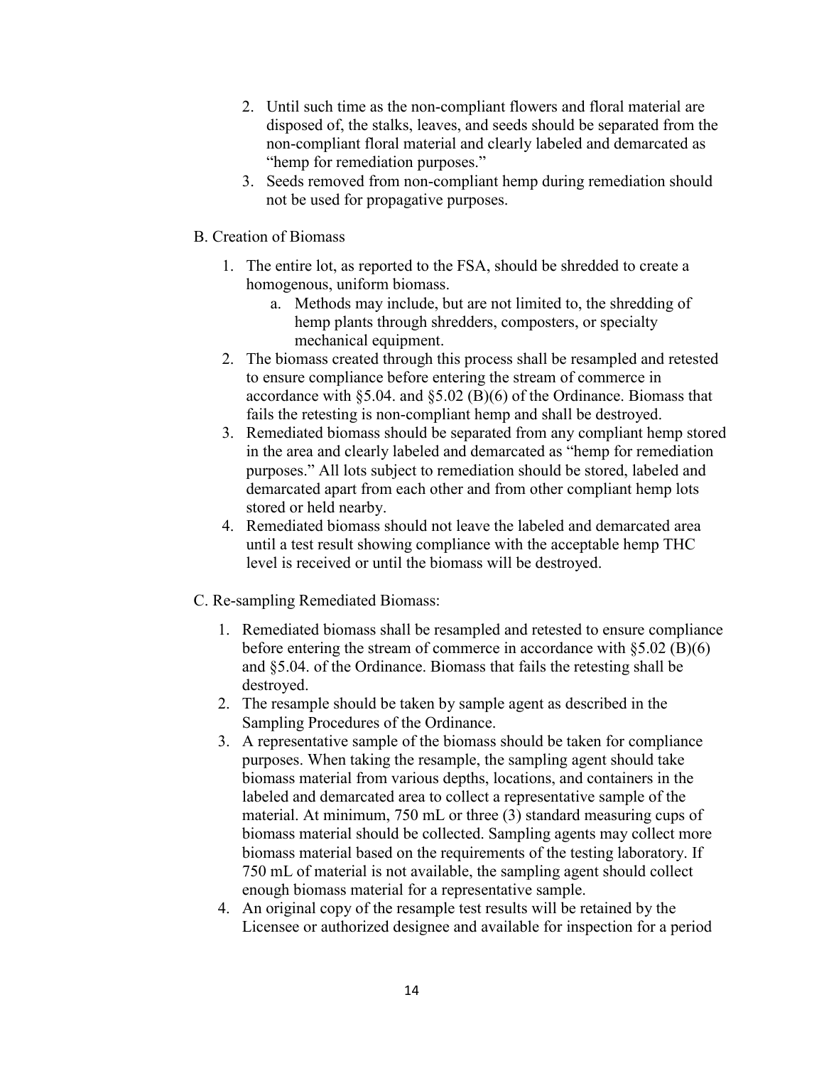2. Until such time as the non-compliant flowers and floral material are disposed of, the stalks, leaves, and seeds should be separated from the non-compliant floral material and clearly labeled and demarcated as "hemp for remediation purposes."
3. Seeds removed from non-compliant hemp during remediation should not be used for propagative purposes.

B. Creation of Biomass

1. The entire lot, as reported to the FSA, should be shredded to create a homogenous, uniform biomass.
    a. Methods may include, but are not limited to, the shredding of hemp plants through shredders, composters, or specialty mechanical equipment.
2. The biomass created through this process shall be resampled and retested to ensure compliance before entering the stream of commerce in accordance with §5.04. and §5.02 (B)(6) of the Ordinance. Biomass that fails the retesting is non-compliant hemp and shall be destroyed.
3. Remediated biomass should be separated from any compliant hemp stored in the area and clearly labeled and demarcated as "hemp for remediation purposes." All lots subject to remediation should be stored, labeled and demarcated apart from each other and from other compliant hemp lots stored or held nearby.
4. Remediated biomass should not leave the labeled and demarcated area until a test result showing compliance with the acceptable hemp THC level is received or until the biomass will be destroyed.

C. Re-sampling Remediated Biomass:

1. Remediated biomass shall be resampled and retested to ensure compliance before entering the stream of commerce in accordance with §5.02 (B)(6) and §5.04. of the Ordinance. Biomass that fails the retesting shall be destroyed.
2. The resample should be taken by sample agent as described in the Sampling Procedures of the Ordinance.
3. A representative sample of the biomass should be taken for compliance purposes. When taking the resample, the sampling agent should take biomass material from various depths, locations, and containers in the labeled and demarcated area to collect a representative sample of the material. At minimum, 750 mL or three (3) standard measuring cups of biomass material should be collected. Sampling agents may collect more biomass material based on the requirements of the testing laboratory. If 750 mL of material is not available, the sampling agent should collect enough biomass material for a representative sample.
4. An original copy of the resample test results will be retained by the Licensee or authorized designee and available for inspection for a period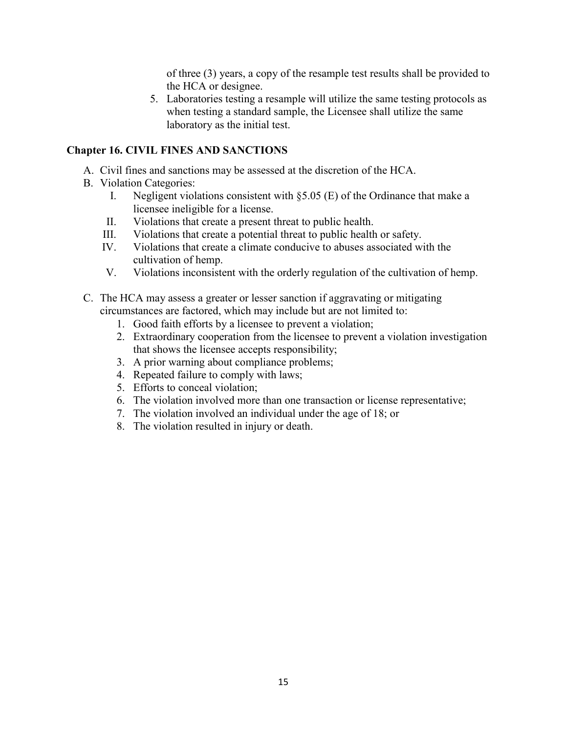of three (3) years, a copy of the resample test results shall be provided to the HCA or designee.

5. Laboratories testing a resample will utilize the same testing protocols as when testing a standard sample, the Licensee shall utilize the same laboratory as the initial test.

## Chapter 16. CIVIL FINES AND SANCTIONS

A. Civil fines and sanctions may be assessed at the discretion of the HCA.

B. Violation Categories:

   I. Negligent violations consistent with §5.05 (E) of the Ordinance that make a licensee ineligible for a license.

   II. Violations that create a present threat to public health.

   III. Violations that create a potential threat to public health or safety.

   IV. Violations that create a climate conducive to abuses associated with the cultivation of hemp.

   V. Violations inconsistent with the orderly regulation of the cultivation of hemp.

C. The HCA may assess a greater or lesser sanction if aggravating or mitigating circumstances are factored, which may include but are not limited to:

   1. Good faith efforts by a licensee to prevent a violation;
   2. Extraordinary cooperation from the licensee to prevent a violation investigation that shows the licensee accepts responsibility;
   3. A prior warning about compliance problems;
   4. Repeated failure to comply with laws;
   5. Efforts to conceal violation;
   6. The violation involved more than one transaction or license representative;
   7. The violation involved an individual under the age of 18; or
   8. The violation resulted in injury or death.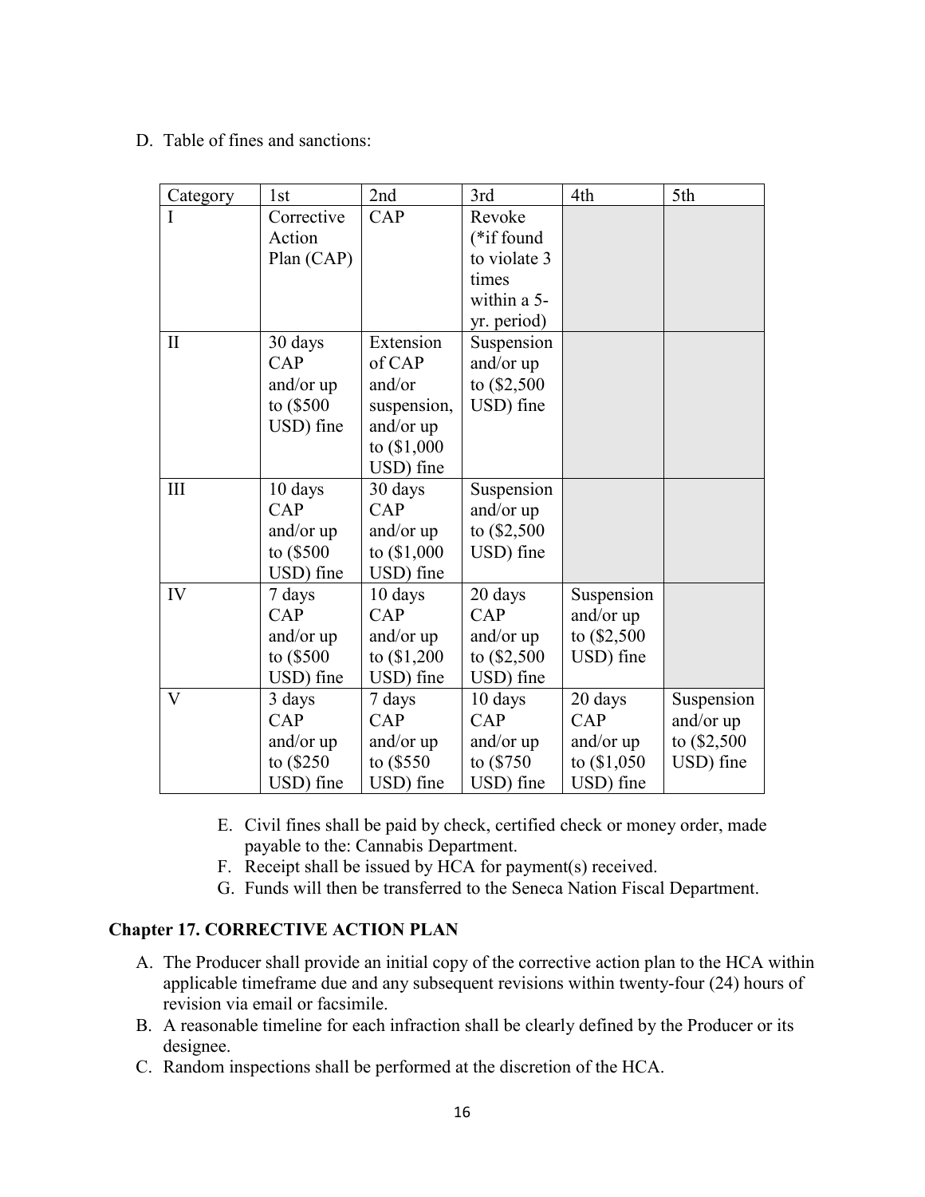D. Table of fines and sanctions:

| Category | 1st | 2nd | 3rd | 4th | 5th |
|---|---|---|---|---|---|
| I | Corrective Action Plan (CAP) | CAP | Revoke (*if found to violate 3 times within a 5-yr. period) | | |
| II | 30 days CAP and/or up to ($500 USD) fine | Extension of CAP and/or suspension, and/or up to ($1,000 USD) fine | Suspension and/or up to ($2,500 USD) fine | | |
| III | 10 days CAP and/or up to ($500 USD) fine | 30 days CAP and/or up to ($1,000 USD) fine | Suspension and/or up to ($2,500 USD) fine | | |
| IV | 7 days CAP and/or up to ($500 USD) fine | 10 days CAP and/or up to ($1,200 USD) fine | 20 days CAP and/or up to ($2,500 USD) fine | Suspension and/or up to ($2,500 USD) fine | |
| V | 3 days CAP and/or up to ($250 USD) fine | 7 days CAP and/or up to ($550 USD) fine | 10 days CAP and/or up to ($750 USD) fine | 20 days CAP and/or up to ($1,050 USD) fine | Suspension and/or up to ($2,500 USD) fine |

E. Civil fines shall be paid by check, certified check or money order, made payable to the: Cannabis Department.

F. Receipt shall be issued by HCA for payment(s) received.

G. Funds will then be transferred to the Seneca Nation Fiscal Department.

## Chapter 17. CORRECTIVE ACTION PLAN

A. The Producer shall provide an initial copy of the corrective action plan to the HCA within applicable timeframe due and any subsequent revisions within twenty-four (24) hours of revision via email or facsimile.

B. A reasonable timeline for each infraction shall be clearly defined by the Producer or its designee.

C. Random inspections shall be performed at the discretion of the HCA.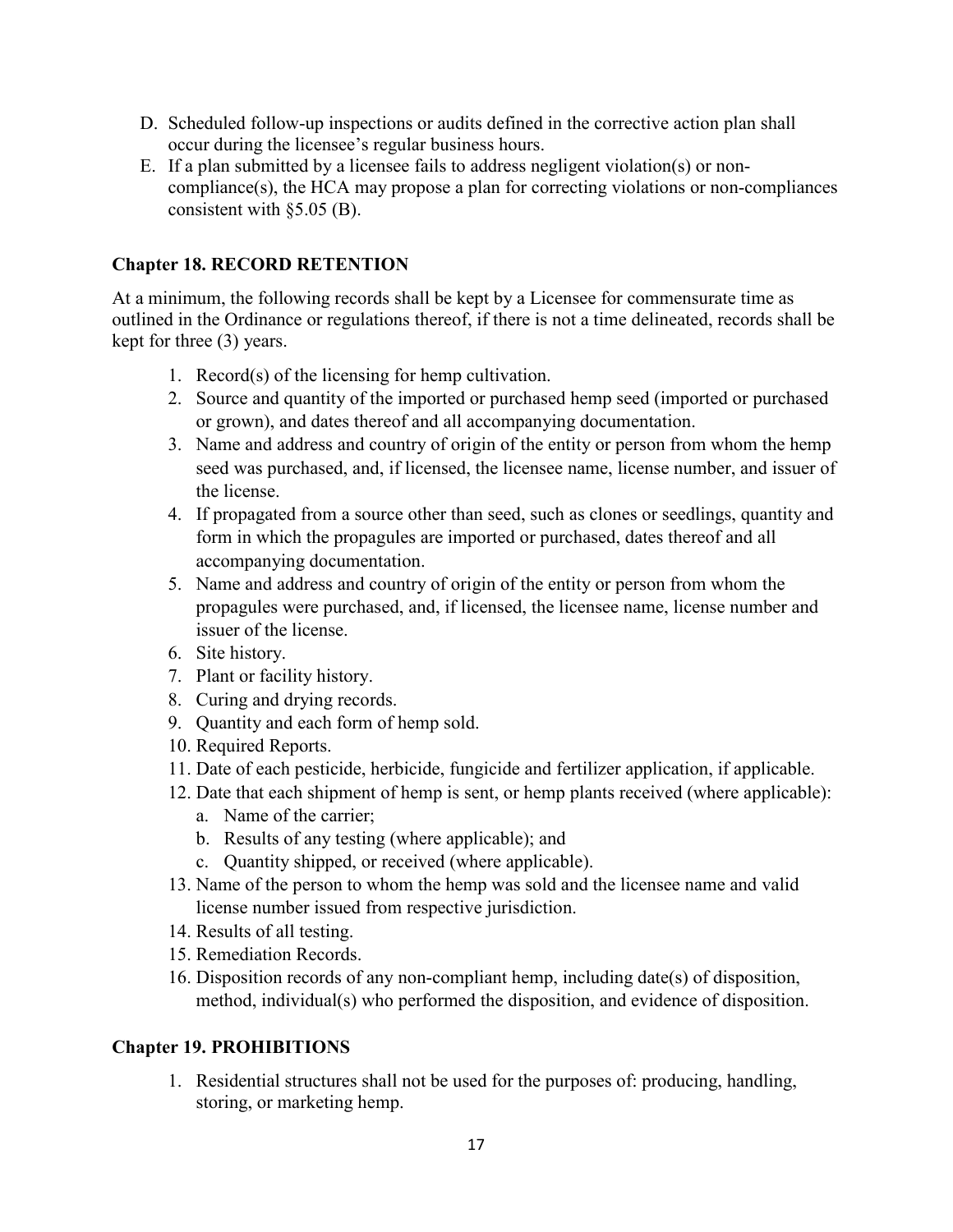D. Scheduled follow-up inspections or audits defined in the corrective action plan shall occur during the licensee's regular business hours.

E. If a plan submitted by a licensee fails to address negligent violation(s) or non-compliance(s), the HCA may propose a plan for correcting violations or non-compliances consistent with §5.05 (B).

## Chapter 18. RECORD RETENTION

At a minimum, the following records shall be kept by a Licensee for commensurate time as outlined in the Ordinance or regulations thereof, if there is not a time delineated, records shall be kept for three (3) years.

1. Record(s) of the licensing for hemp cultivation.
2. Source and quantity of the imported or purchased hemp seed (imported or purchased or grown), and dates thereof and all accompanying documentation.
3. Name and address and country of origin of the entity or person from whom the hemp seed was purchased, and, if licensed, the licensee name, license number, and issuer of the license.
4. If propagated from a source other than seed, such as clones or seedlings, quantity and form in which the propagules are imported or purchased, dates thereof and all accompanying documentation.
5. Name and address and country of origin of the entity or person from whom the propagules were purchased, and, if licensed, the licensee name, license number and issuer of the license.
6. Site history.
7. Plant or facility history.
8. Curing and drying records.
9. Quantity and each form of hemp sold.
10. Required Reports.
11. Date of each pesticide, herbicide, fungicide and fertilizer application, if applicable.
12. Date that each shipment of hemp is sent, or hemp plants received (where applicable):
    a. Name of the carrier;
    b. Results of any testing (where applicable); and
    c. Quantity shipped, or received (where applicable).
13. Name of the person to whom the hemp was sold and the licensee name and valid license number issued from respective jurisdiction.
14. Results of all testing.
15. Remediation Records.
16. Disposition records of any non-compliant hemp, including date(s) of disposition, method, individual(s) who performed the disposition, and evidence of disposition.

## Chapter 19. PROHIBITIONS

1. Residential structures shall not be used for the purposes of: producing, handling, storing, or marketing hemp.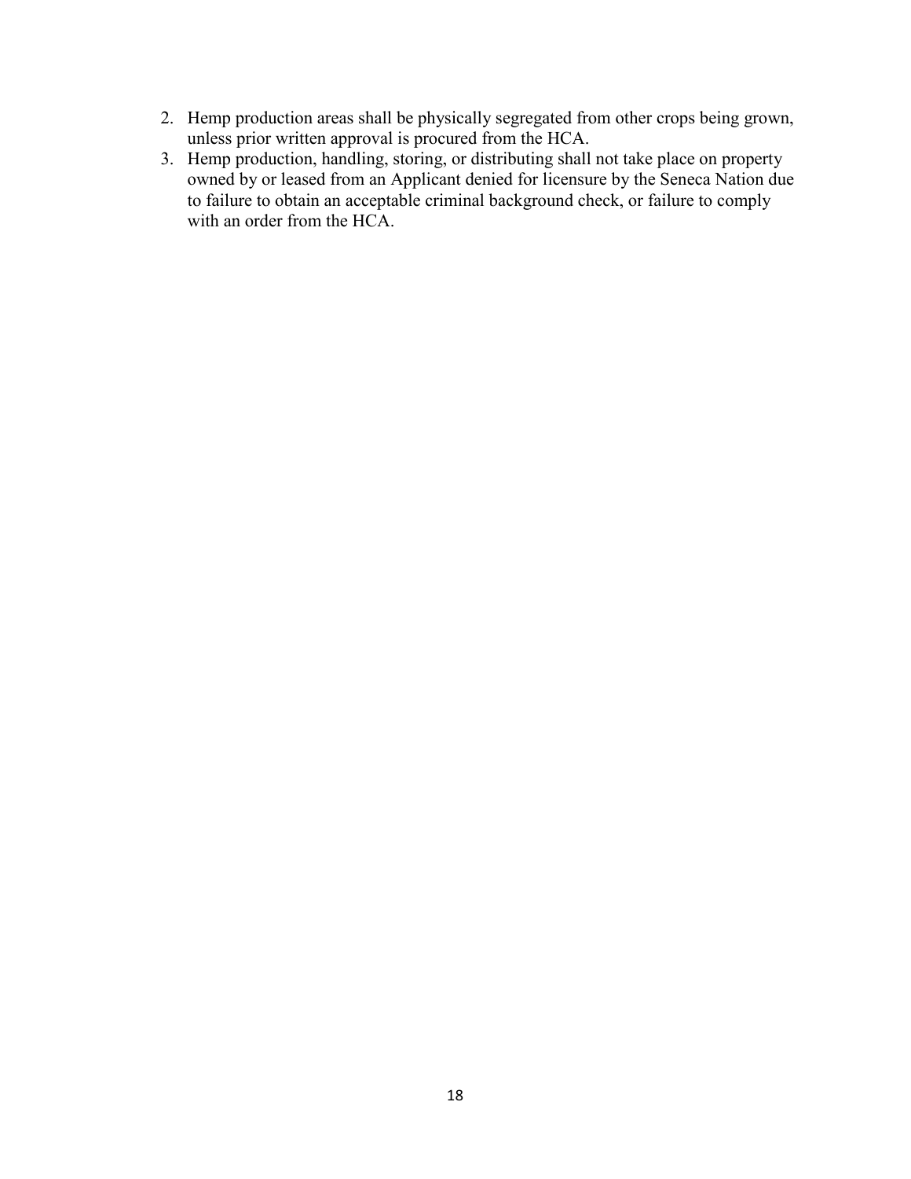2. Hemp production areas shall be physically segregated from other crops being grown, unless prior written approval is procured from the HCA.
3. Hemp production, handling, storing, or distributing shall not take place on property owned by or leased from an Applicant denied for licensure by the Seneca Nation due to failure to obtain an acceptable criminal background check, or failure to comply with an order from the HCA.